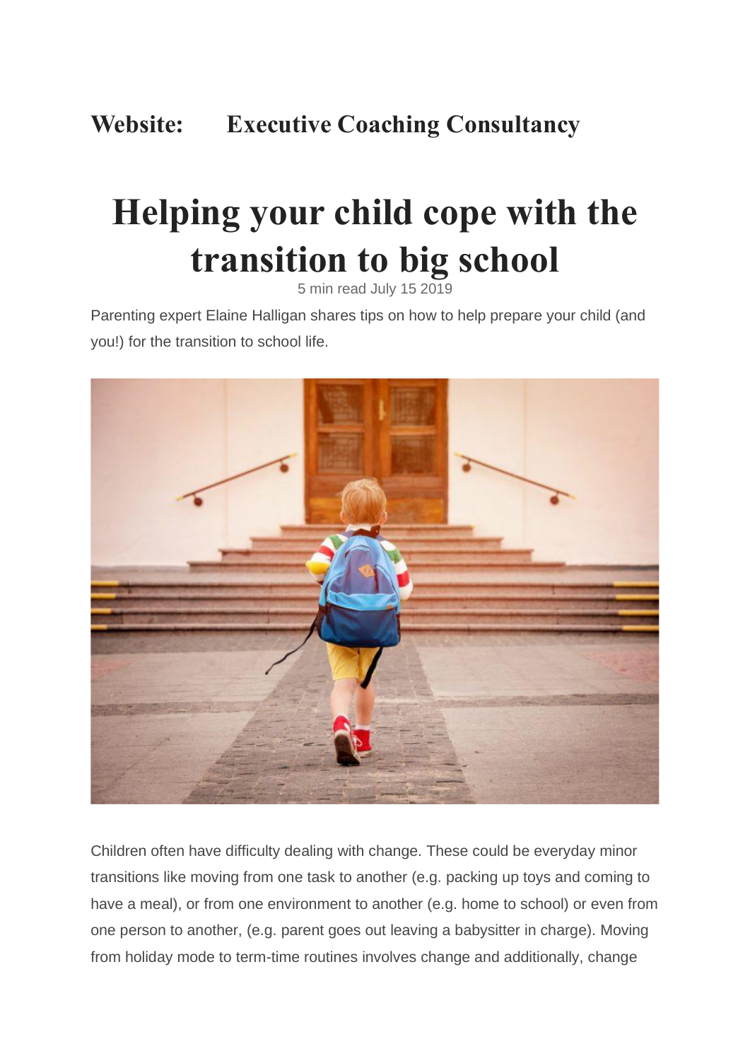**Website: Executive Coaching Consultancy**

# Helping your child cope with the transition to big school

5 min read July 15 2019

Parenting expert Elaine Halligan shares tips on how to help prepare your child (and you!) for the transition to school life.

Children often have difficulty dealing with change. These could be everyday minor transitions like moving from one task to another (e.g. packing up toys and coming to have a meal), or from one environment to another (e.g. home to school) or even from one person to another, (e.g. parent goes out leaving a babysitter in charge). Moving from holiday mode to term-time routines involves change and additionally, change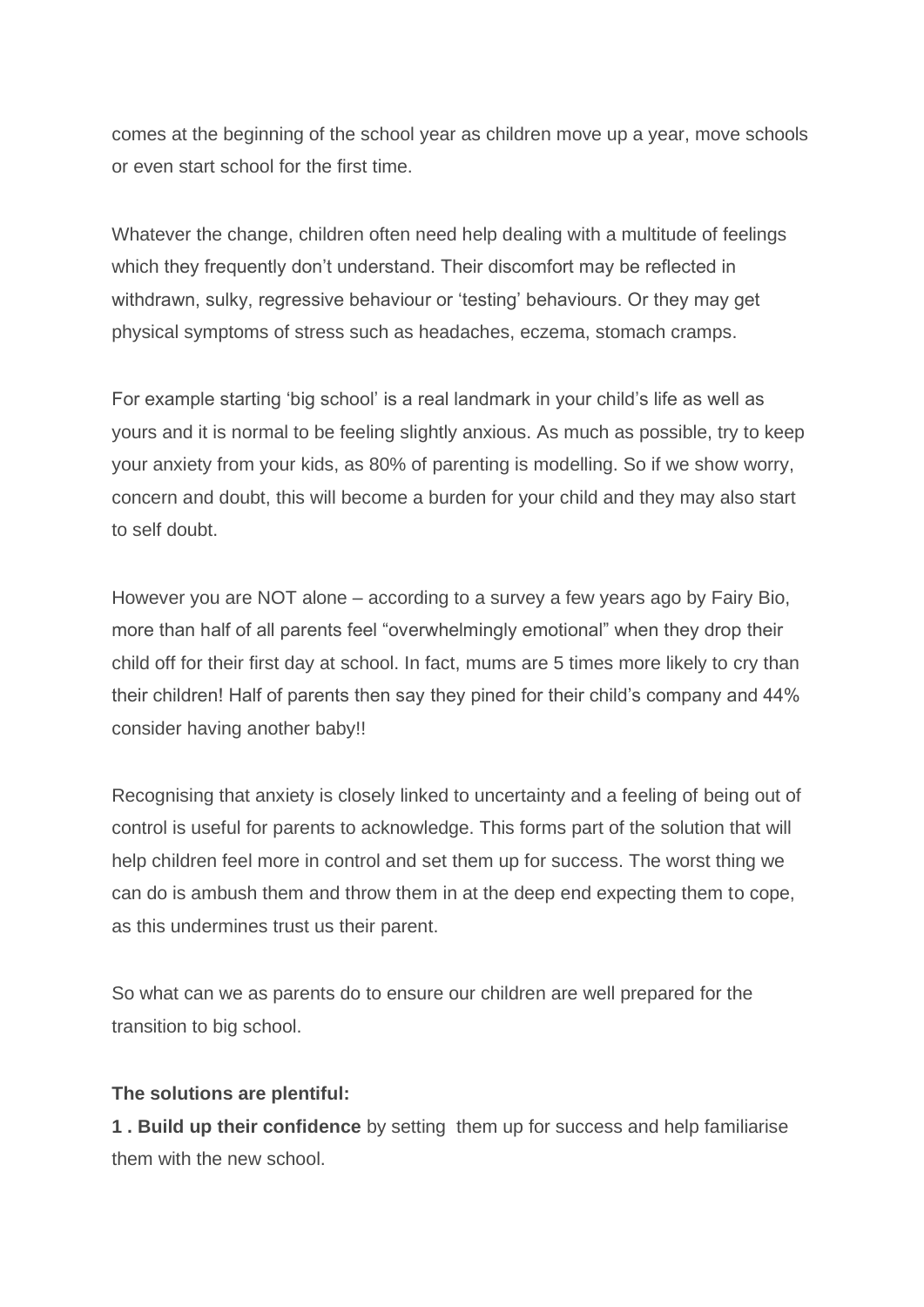comes at the beginning of the school year as children move up a year, move schools or even start school for the first time.

Whatever the change, children often need help dealing with a multitude of feelings which they frequently don't understand. Their discomfort may be reflected in withdrawn, sulky, regressive behaviour or 'testing' behaviours. Or they may get physical symptoms of stress such as headaches, eczema, stomach cramps.

For example starting 'big school' is a real landmark in your child's life as well as yours and it is normal to be feeling slightly anxious. As much as possible, try to keep your anxiety from your kids, as 80% of parenting is modelling. So if we show worry, concern and doubt, this will become a burden for your child and they may also start to self doubt.

However you are NOT alone – according to a survey a few years ago by Fairy Bio, more than half of all parents feel "overwhelmingly emotional" when they drop their child off for their first day at school. In fact, mums are 5 times more likely to cry than their children! Half of parents then say they pined for their child's company and 44% consider having another baby!!

Recognising that anxiety is closely linked to uncertainty and a feeling of being out of control is useful for parents to acknowledge. This forms part of the solution that will help children feel more in control and set them up for success. The worst thing we can do is ambush them and throw them in at the deep end expecting them to cope, as this undermines trust us their parent.

So what can we as parents do to ensure our children are well prepared for the transition to big school.

**The solutions are plentiful:**

**1 . Build up their confidence** by setting them up for success and help familiarise them with the new school.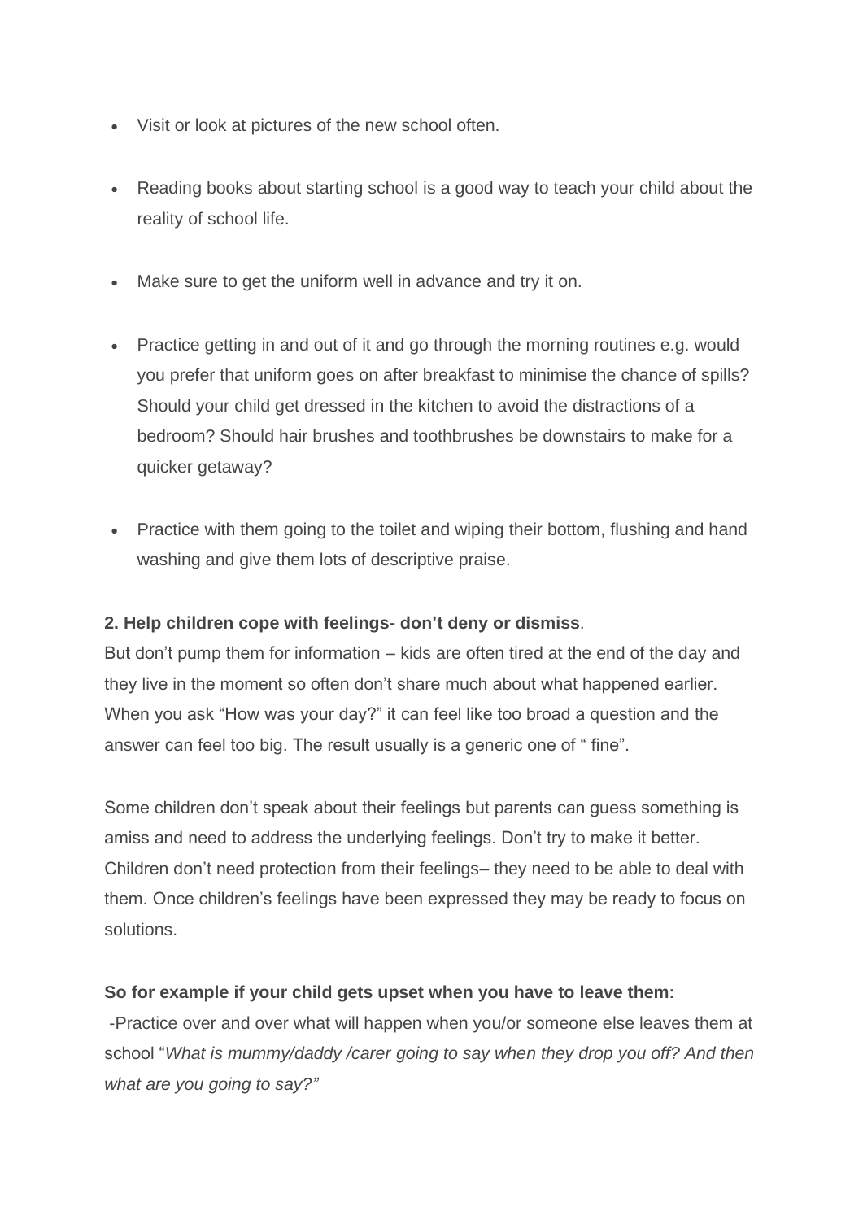- Visit or look at pictures of the new school often.
- Reading books about starting school is a good way to teach your child about the reality of school life.
- Make sure to get the uniform well in advance and try it on.
- Practice getting in and out of it and go through the morning routines e.g. would you prefer that uniform goes on after breakfast to minimise the chance of spills? Should your child get dressed in the kitchen to avoid the distractions of a bedroom? Should hair brushes and toothbrushes be downstairs to make for a quicker getaway?
- Practice with them going to the toilet and wiping their bottom, flushing and hand washing and give them lots of descriptive praise.

**2. Help children cope with feelings- don't deny or dismiss**.
But don't pump them for information – kids are often tired at the end of the day and they live in the moment so often don't share much about what happened earlier. When you ask "How was your day?" it can feel like too broad a question and the answer can feel too big. The result usually is a generic one of " fine".

Some children don't speak about their feelings but parents can guess something is amiss and need to address the underlying feelings. Don't try to make it better. Children don't need protection from their feelings– they need to be able to deal with them. Once children's feelings have been expressed they may be ready to focus on solutions.

**So for example if your child gets upset when you have to leave them:**
-Practice over and over what will happen when you/or someone else leaves them at school "*What is mummy/daddy /carer going to say when they drop you off? And then what are you going to say?"*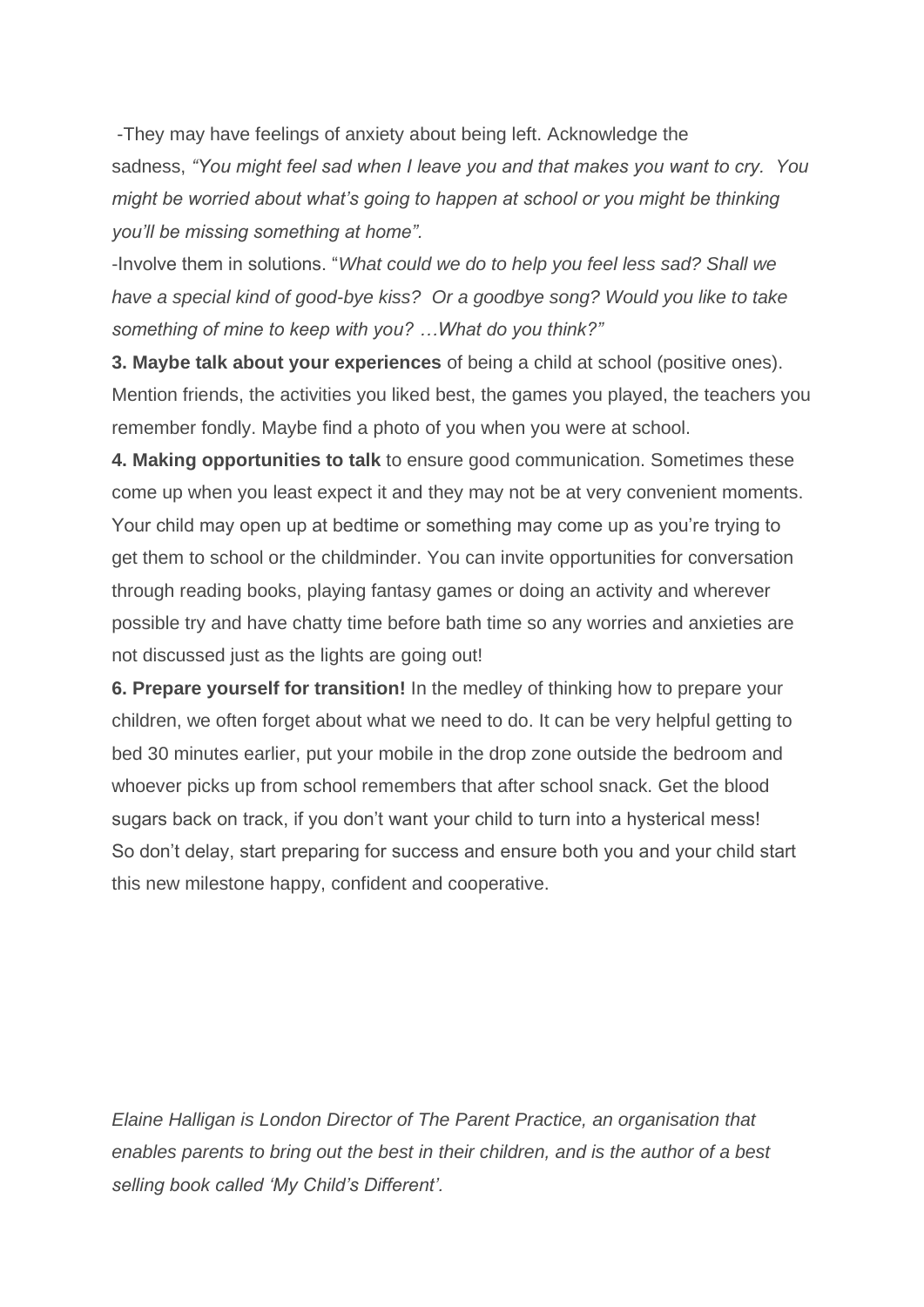-They may have feelings of anxiety about being left. Acknowledge the sadness, *"You might feel sad when I leave you and that makes you want to cry. You might be worried about what's going to happen at school or you might be thinking you'll be missing something at home".*

-Involve them in solutions. "*What could we do to help you feel less sad? Shall we have a special kind of good-bye kiss? Or a goodbye song? Would you like to take something of mine to keep with you? …What do you think?"*

**3. Maybe talk about your experiences** of being a child at school (positive ones). Mention friends, the activities you liked best, the games you played, the teachers you remember fondly. Maybe find a photo of you when you were at school.

**4. Making opportunities to talk** to ensure good communication. Sometimes these come up when you least expect it and they may not be at very convenient moments. Your child may open up at bedtime or something may come up as you're trying to get them to school or the childminder. You can invite opportunities for conversation through reading books, playing fantasy games or doing an activity and wherever possible try and have chatty time before bath time so any worries and anxieties are not discussed just as the lights are going out!

**6. Prepare yourself for transition!** In the medley of thinking how to prepare your children, we often forget about what we need to do. It can be very helpful getting to bed 30 minutes earlier, put your mobile in the drop zone outside the bedroom and whoever picks up from school remembers that after school snack. Get the blood sugars back on track, if you don't want your child to turn into a hysterical mess!

So don't delay, start preparing for success and ensure both you and your child start this new milestone happy, confident and cooperative.

*Elaine Halligan is London Director of The Parent Practice, an organisation that enables parents to bring out the best in their children, and is the author of a best selling book called 'My Child's Different'.*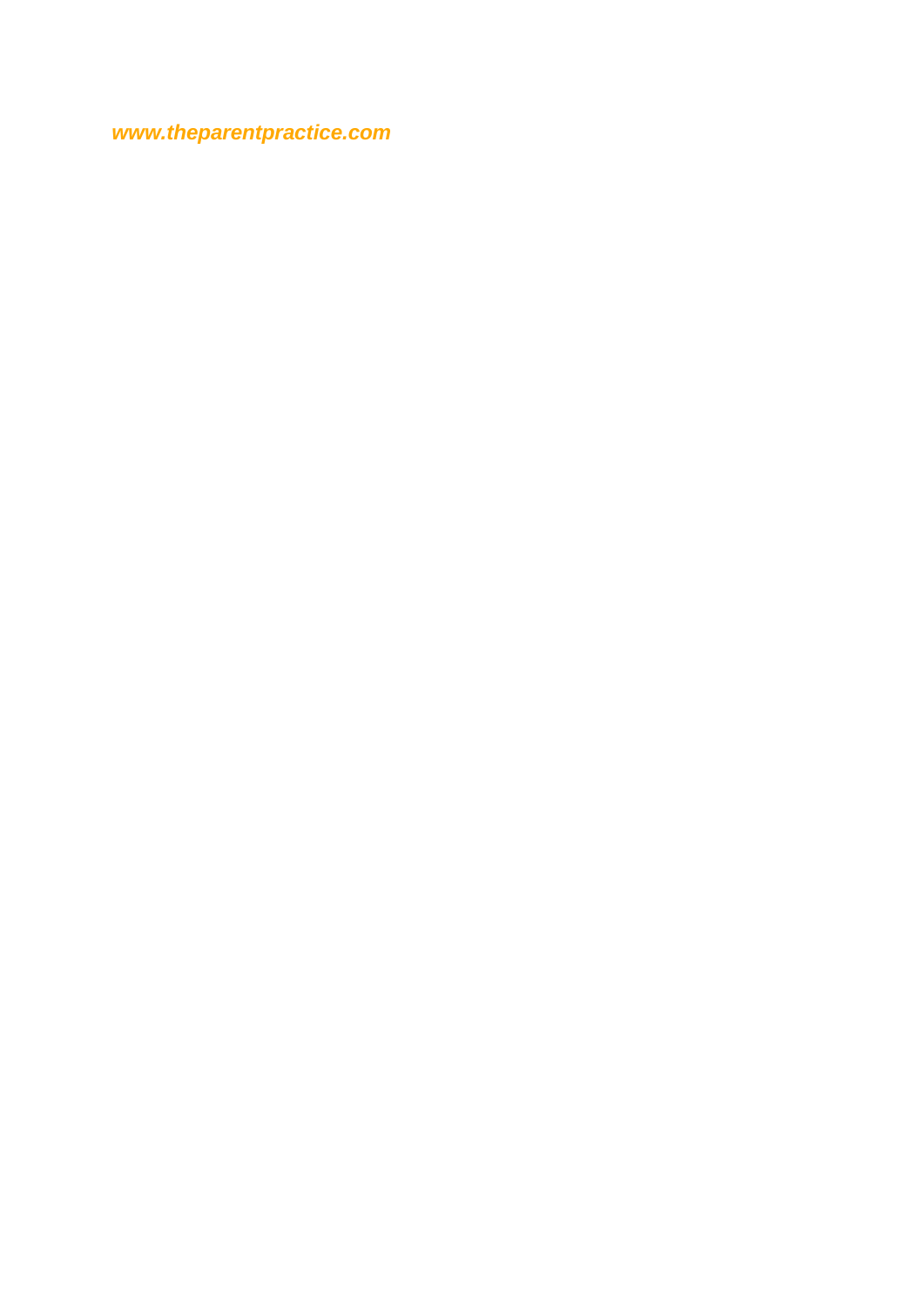***www.theparentpractice.com***